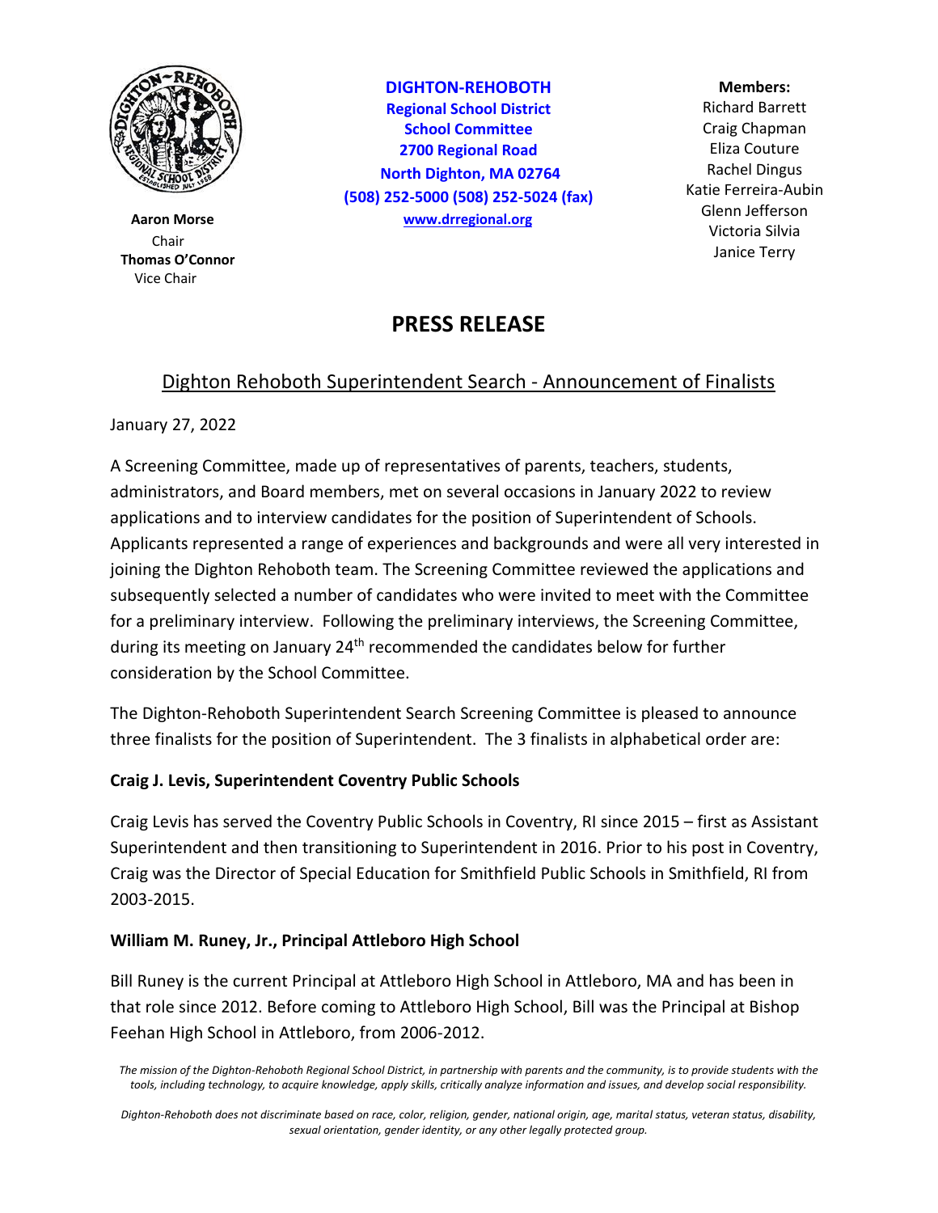**DIGHTON-REHOBOTH**
**Regional School District**
**School Committee**
**2700 Regional Road**
**North Dighton, MA 02764**
**(508) 252-5000 (508) 252-5024 (fax)**
**www.drregional.org**

**Aaron Morse**
Chair
**Thomas O'Connor**
Vice Chair

**Members:**
Richard Barrett
Craig Chapman
Eliza Couture
Rachel Dingus
Katie Ferreira-Aubin
Glenn Jefferson
Victoria Silvia
Janice Terry

# PRESS RELEASE

## Dighton Rehoboth Superintendent Search - Announcement of Finalists

January 27, 2022

A Screening Committee, made up of representatives of parents, teachers, students, administrators, and Board members, met on several occasions in January 2022 to review applications and to interview candidates for the position of Superintendent of Schools. Applicants represented a range of experiences and backgrounds and were all very interested in joining the Dighton Rehoboth team. The Screening Committee reviewed the applications and subsequently selected a number of candidates who were invited to meet with the Committee for a preliminary interview. Following the preliminary interviews, the Screening Committee, during its meeting on January 24th recommended the candidates below for further consideration by the School Committee.

The Dighton-Rehoboth Superintendent Search Screening Committee is pleased to announce three finalists for the position of Superintendent. The 3 finalists in alphabetical order are:

**Craig J. Levis, Superintendent Coventry Public Schools**

Craig Levis has served the Coventry Public Schools in Coventry, RI since 2015 – first as Assistant Superintendent and then transitioning to Superintendent in 2016. Prior to his post in Coventry, Craig was the Director of Special Education for Smithfield Public Schools in Smithfield, RI from 2003-2015.

**William M. Runey, Jr., Principal Attleboro High School**

Bill Runey is the current Principal at Attleboro High School in Attleboro, MA and has been in that role since 2012. Before coming to Attleboro High School, Bill was the Principal at Bishop Feehan High School in Attleboro, from 2006-2012.

*The mission of the Dighton-Rehoboth Regional School District, in partnership with parents and the community, is to provide students with the tools, including technology, to acquire knowledge, apply skills, critically analyze information and issues, and develop social responsibility.*

*Dighton-Rehoboth does not discriminate based on race, color, religion, gender, national origin, age, marital status, veteran status, disability, sexual orientation, gender identity, or any other legally protected group.*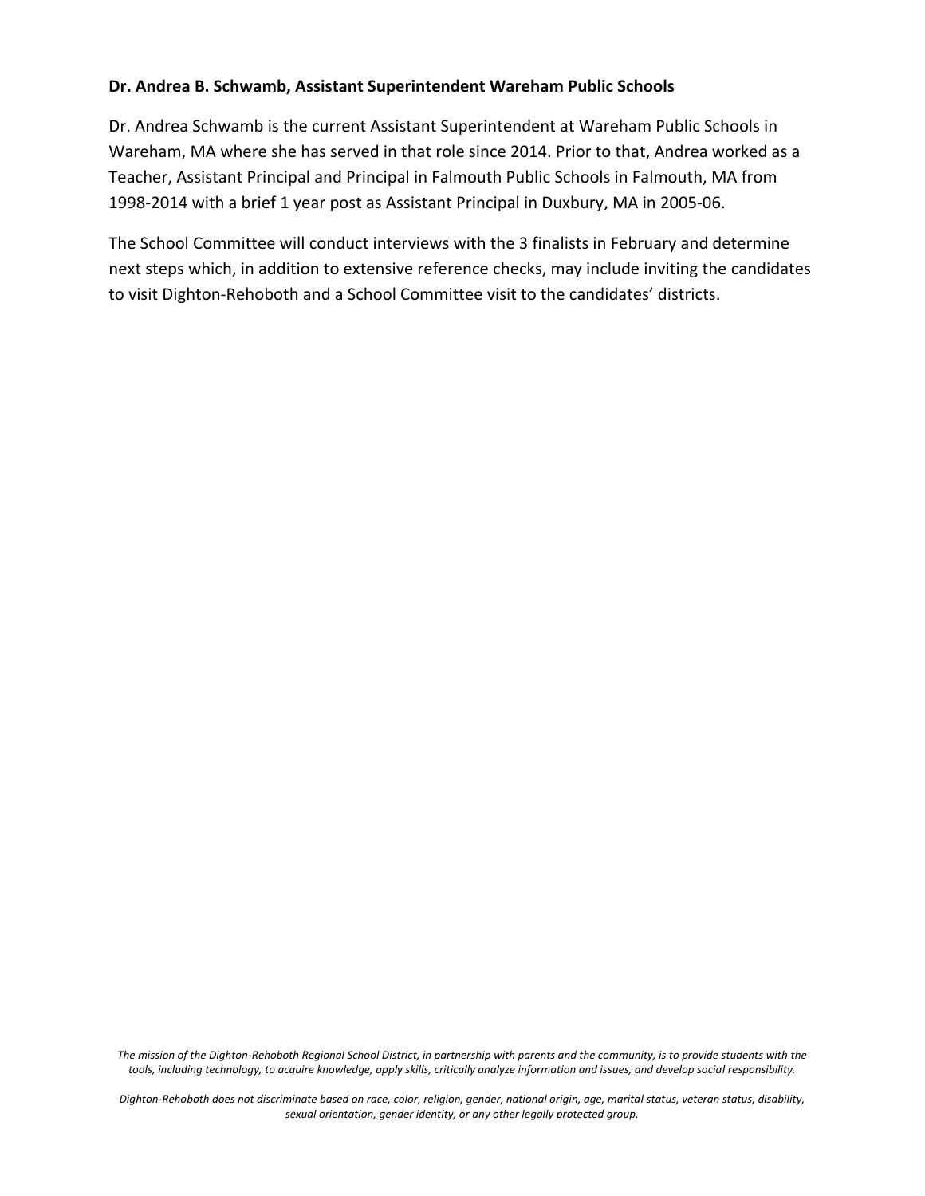**Dr. Andrea B. Schwamb, Assistant Superintendent Wareham Public Schools**

Dr. Andrea Schwamb is the current Assistant Superintendent at Wareham Public Schools in Wareham, MA where she has served in that role since 2014. Prior to that, Andrea worked as a Teacher, Assistant Principal and Principal in Falmouth Public Schools in Falmouth, MA from 1998-2014 with a brief 1 year post as Assistant Principal in Duxbury, MA in 2005-06.

The School Committee will conduct interviews with the 3 finalists in February and determine next steps which, in addition to extensive reference checks, may include inviting the candidates to visit Dighton-Rehoboth and a School Committee visit to the candidates' districts.

*The mission of the Dighton-Rehoboth Regional School District, in partnership with parents and the community, is to provide students with the tools, including technology, to acquire knowledge, apply skills, critically analyze information and issues, and develop social responsibility.*

*Dighton-Rehoboth does not discriminate based on race, color, religion, gender, national origin, age, marital status, veteran status, disability, sexual orientation, gender identity, or any other legally protected group.*